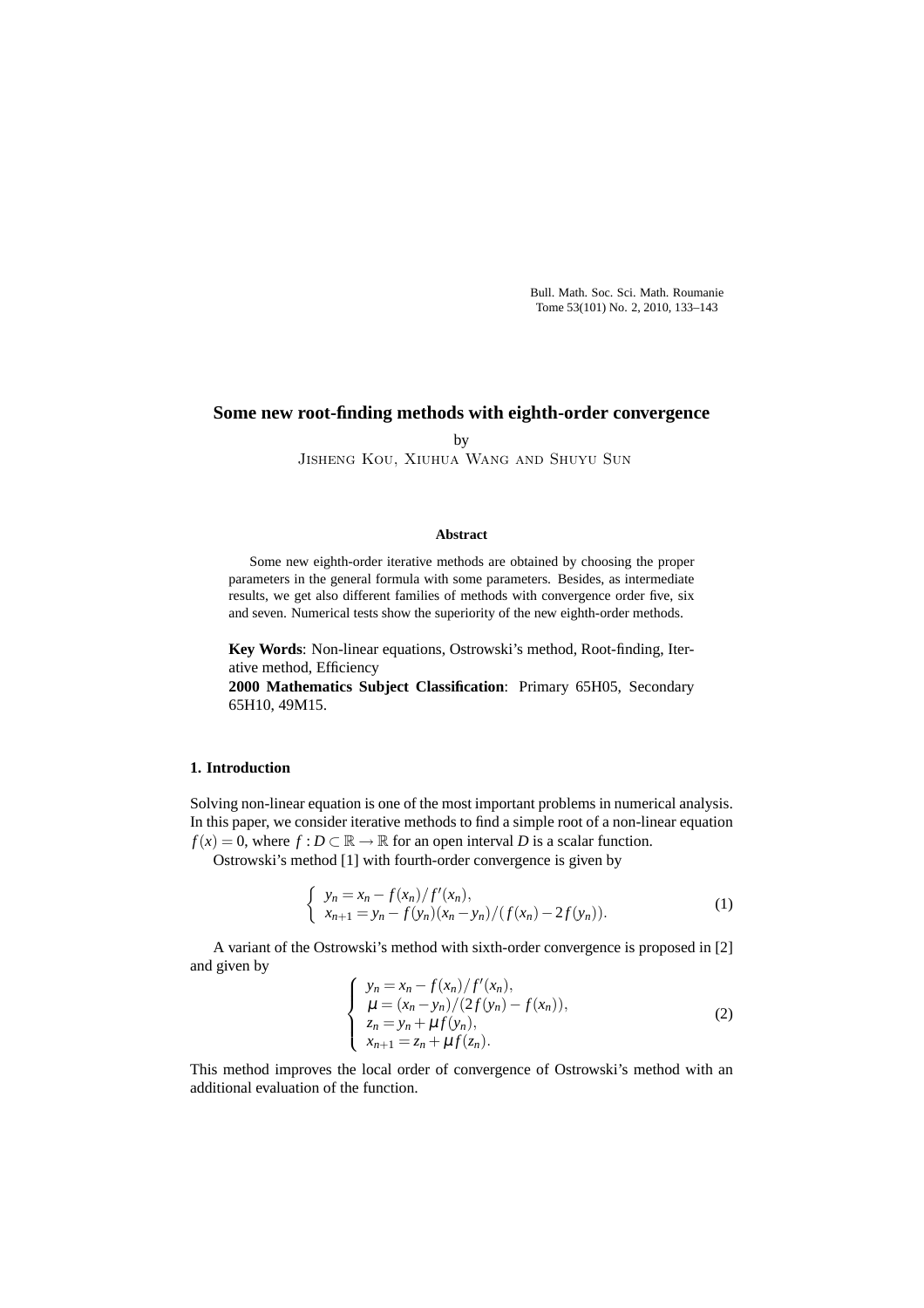# Some new root-finding methods with eighth-order convergence

by

Jisheng Kou, Xiuhua Wang and Shuyu Sun

### Abstract

Some new eighth-order iterative methods are obtained by choosing the proper parameters in the general formula with some parameters. Besides, as intermediate results, we get also different families of methods with convergence order five, six and seven. Numerical tests show the superiority of the new eighth-order methods.

**Key Words**: Non-linear equations, Ostrowski's method, Root-finding, Iterative method, Efficiency

**2000 Mathematics Subject Classification**: Primary 65H05, Secondary 65H10, 49M15.

## 1. Introduction

Solving non-linear equation is one of the most important problems in numerical analysis. In this paper, we consider iterative methods to find a simple root of a non-linear equation $f(x) = 0$, where $f : D \subset \mathbb{R} \to \mathbb{R}$ for an open interval $D$ is a scalar function.

Ostrowski's method [1] with fourth-order convergence is given by

$$\begin{cases} y_n = x_n - f(x_n)/f'(x_n), \\ x_{n+1} = y_n - f(y_n)(x_n - y_n)/(f(x_n) - 2f(y_n)). \end{cases} \tag{1}$$

A variant of the Ostrowski's method with sixth-order convergence is proposed in [2] and given by

$$\begin{cases} y_n = x_n - f(x_n)/f'(x_n), \\ \mu = (x_n - y_n)/(2f(y_n) - f(x_n)), \\ z_n = y_n + \mu f(y_n), \\ x_{n+1} = z_n + \mu f(z_n). \end{cases} \tag{2}$$

This method improves the local order of convergence of Ostrowski's method with an additional evaluation of the function.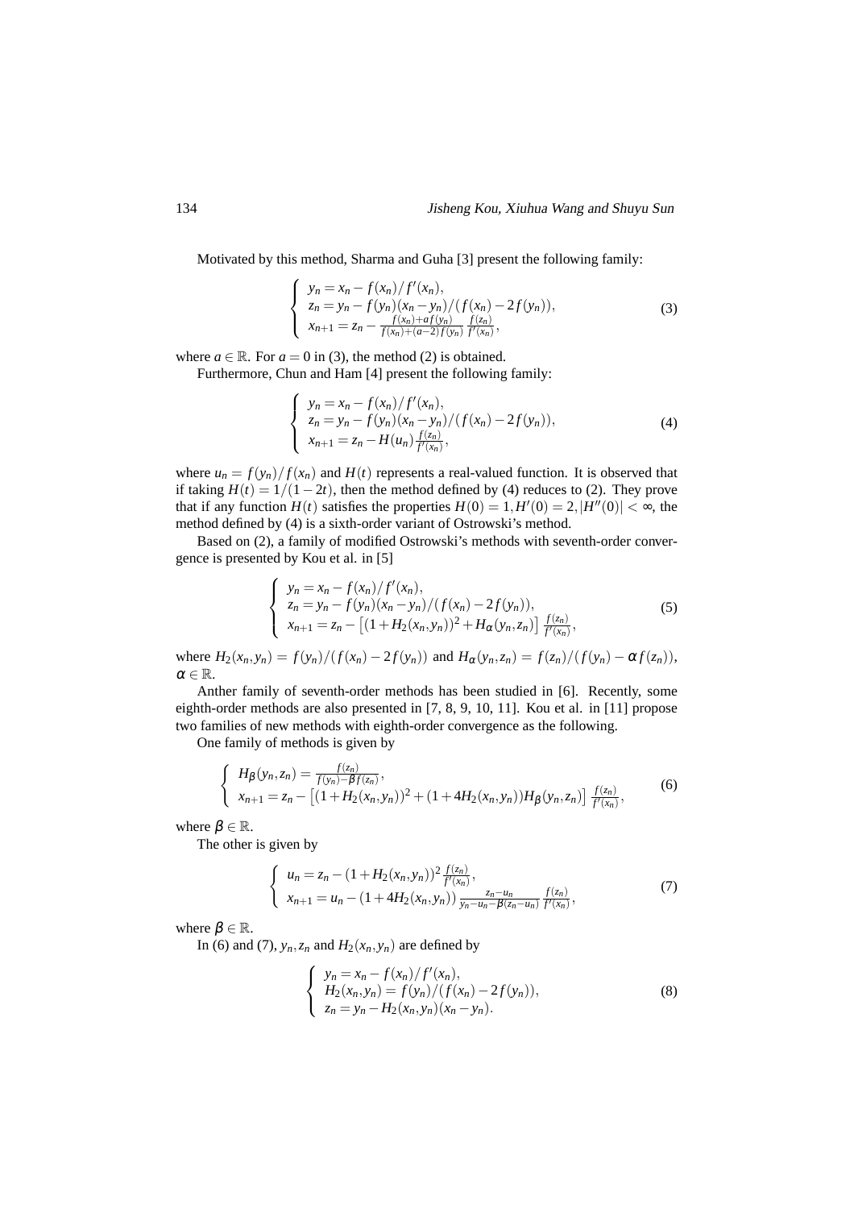Motivated by this method, Sharma and Guha [3] present the following family:

$$
\left\{
\begin{array}{l}
y_n = x_n - f(x_n)/f'(x_n), \\
z_n = y_n - f(y_n)(x_n - y_n)/(f(x_n) - 2f(y_n)), \\
x_{n+1} = z_n - \frac{f(x_n)+af(y_n)}{f(x_n)+(a-2)f(y_n)} \frac{f(z_n)}{f'(x_n)},
\end{array}
\right.
\tag{3}
$$

where $a \in \mathbb{R}$. For $a = 0$ in (3), the method (2) is obtained.

Furthermore, Chun and Ham [4] present the following family:

$$
\left\{
\begin{array}{l}
y_n = x_n - f(x_n)/f'(x_n), \\
z_n = y_n - f(y_n)(x_n - y_n)/(f(x_n) - 2f(y_n)), \\
x_{n+1} = z_n - H(u_n) \frac{f(z_n)}{f'(x_n)},
\end{array}
\right.
\tag{4}
$$

where $u_n = f(y_n)/f(x_n)$ and $H(t)$ represents a real-valued function. It is observed that if taking $H(t) = 1/(1-2t)$, then the method defined by (4) reduces to (2). They prove that if any function $H(t)$ satisfies the properties $H(0) = 1, H'(0) = 2, |H''(0)| < \infty$, the method defined by (4) is a sixth-order variant of Ostrowski's method.

Based on (2), a family of modified Ostrowski's methods with seventh-order convergence is presented by Kou et al. in [5]

$$
\left\{
\begin{array}{l}
y_n = x_n - f(x_n)/f'(x_n), \\
z_n = y_n - f(y_n)(x_n - y_n)/(f(x_n) - 2f(y_n)), \\
x_{n+1} = z_n - \left[(1 + H_2(x_n, y_n))^2 + H_\alpha(y_n, z_n)\right] \frac{f(z_n)}{f'(x_n)},
\end{array}
\right.
\tag{5}
$$

where $H_2(x_n, y_n) = f(y_n)/(f(x_n) - 2f(y_n))$ and $H_\alpha(y_n, z_n) = f(z_n)/(f(y_n) - \alpha f(z_n))$, $\alpha \in \mathbb{R}$.

Anther family of seventh-order methods has been studied in [6]. Recently, some eighth-order methods are also presented in [7, 8, 9, 10, 11]. Kou et al. in [11] propose two families of new methods with eighth-order convergence as the following.

One family of methods is given by

$$
\left\{
\begin{array}{l}
H_\beta(y_n, z_n) = \frac{f(z_n)}{f(y_n) - \beta f(z_n)}, \\
x_{n+1} = z_n - \left[(1 + H_2(x_n, y_n))^2 + (1 + 4H_2(x_n, y_n))H_\beta(y_n, z_n)\right] \frac{f(z_n)}{f'(x_n)},
\end{array}
\right.
\tag{6}
$$

where $\beta \in \mathbb{R}$.

The other is given by

$$
\left\{
\begin{array}{l}
u_n = z_n - (1 + H_2(x_n, y_n))^2 \frac{f(z_n)}{f'(x_n)}, \\
x_{n+1} = u_n - (1 + 4H_2(x_n, y_n)) \frac{z_n - u_n}{y_n - u_n - \beta(z_n - u_n)} \frac{f(z_n)}{f'(x_n)},
\end{array}
\right.
\tag{7}
$$

where $\beta \in \mathbb{R}$.

In (6) and (7), $y_n, z_n$ and $H_2(x_n, y_n)$ are defined by

$$
\left\{
\begin{array}{l}
y_n = x_n - f(x_n)/f'(x_n), \\
H_2(x_n, y_n) = f(y_n)/(f(x_n) - 2f(y_n)), \\
z_n = y_n - H_2(x_n, y_n)(x_n - y_n).
\end{array}
\right.
\tag{8}
$$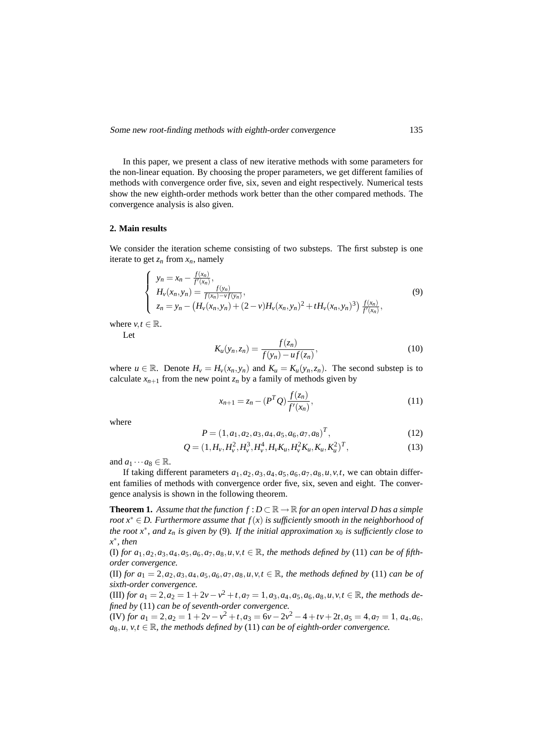In this paper, we present a class of new iterative methods with some parameters for the non-linear equation. By choosing the proper parameters, we get different families of methods with convergence order five, six, seven and eight respectively. Numerical tests show the new eighth-order methods work better than the other compared methods. The convergence analysis is also given.

## 2. Main results

We consider the iteration scheme consisting of two substeps. The first substep is one iterate to get $z_n$ from $x_n$, namely

$$
\begin{cases}
y_n = x_n - \frac{f(x_n)}{f'(x_n)}, \\
H_v(x_n, y_n) = \frac{f(y_n)}{f(x_n) - v f(y_n)}, \\
z_n = y_n - \left(H_v(x_n, y_n) + (2-v)H_v(x_n, y_n)^2 + tH_v(x_n, y_n)^3\right) \frac{f(x_n)}{f'(x_n)},
\end{cases} \tag{9}
$$

where $v, t \in \mathbb{R}$.

Let

$$
K_u(y_n, z_n) = \frac{f(z_n)}{f(y_n) - u f(z_n)}, \tag{10}
$$

where $u \in \mathbb{R}$. Denote $H_v = H_v(x_n, y_n)$ and $K_u = K_u(y_n, z_n)$. The second substep is to calculate $x_{n+1}$ from the new point $z_n$ by a family of methods given by

$$
x_{n+1} = z_n - (P^T Q) \frac{f(z_n)}{f'(x_n)}, \tag{11}
$$

where

$$
P = (1, a_1, a_2, a_3, a_4, a_5, a_6, a_7, a_8)^T, \tag{12}
$$

$$
Q = (1, H_v, H_v^2, H_v^3, H_v^4, H_v K_u, H_v^2 K_u, K_u, K_u^2)^T, \tag{13}
$$

and $a_1 \cdots a_8 \in \mathbb{R}$.

If taking different parameters $a_1, a_2, a_3, a_4, a_5, a_6, a_7, a_8, u, v, t$, we can obtain different families of methods with convergence order five, six, seven and eight. The convergence analysis is shown in the following theorem.

**Theorem 1.** *Assume that the function $f : D \subset \mathbb{R} \to \mathbb{R}$ for an open interval $D$ has a simple root $x^* \in D$. Furthermore assume that $f(x)$ is sufficiently smooth in the neighborhood of the root $x^*$, and $z_n$ is given by* (9)*. If the initial approximation $x_0$ is sufficiently close to $x^*$, then*

(I) *for $a_1, a_2, a_3, a_4, a_5, a_6, a_7, a_8, u, v, t \in \mathbb{R}$, the methods defined by* (11) *can be of fifth-order convergence.*

(II) *for $a_1 = 2, a_2, a_3, a_4, a_5, a_6, a_7, a_8, u, v, t \in \mathbb{R}$, the methods defined by* (11) *can be of sixth-order convergence.*

(III) *for $a_1 = 2, a_2 = 1 + 2v - v^2 + t, a_7 = 1, a_3, a_4, a_5, a_6, a_8, u, v, t \in \mathbb{R}$, the methods defined by* (11) *can be of seventh-order convergence.*

(IV) *for $a_1 = 2, a_2 = 1 + 2v - v^2 + t, a_3 = 6v - 2v^2 - 4 + tv + 2t, a_5 = 4, a_7 = 1$, $a_4, a_6, a_8, u, v, t \in \mathbb{R}$, the methods defined by* (11) *can be of eighth-order convergence.*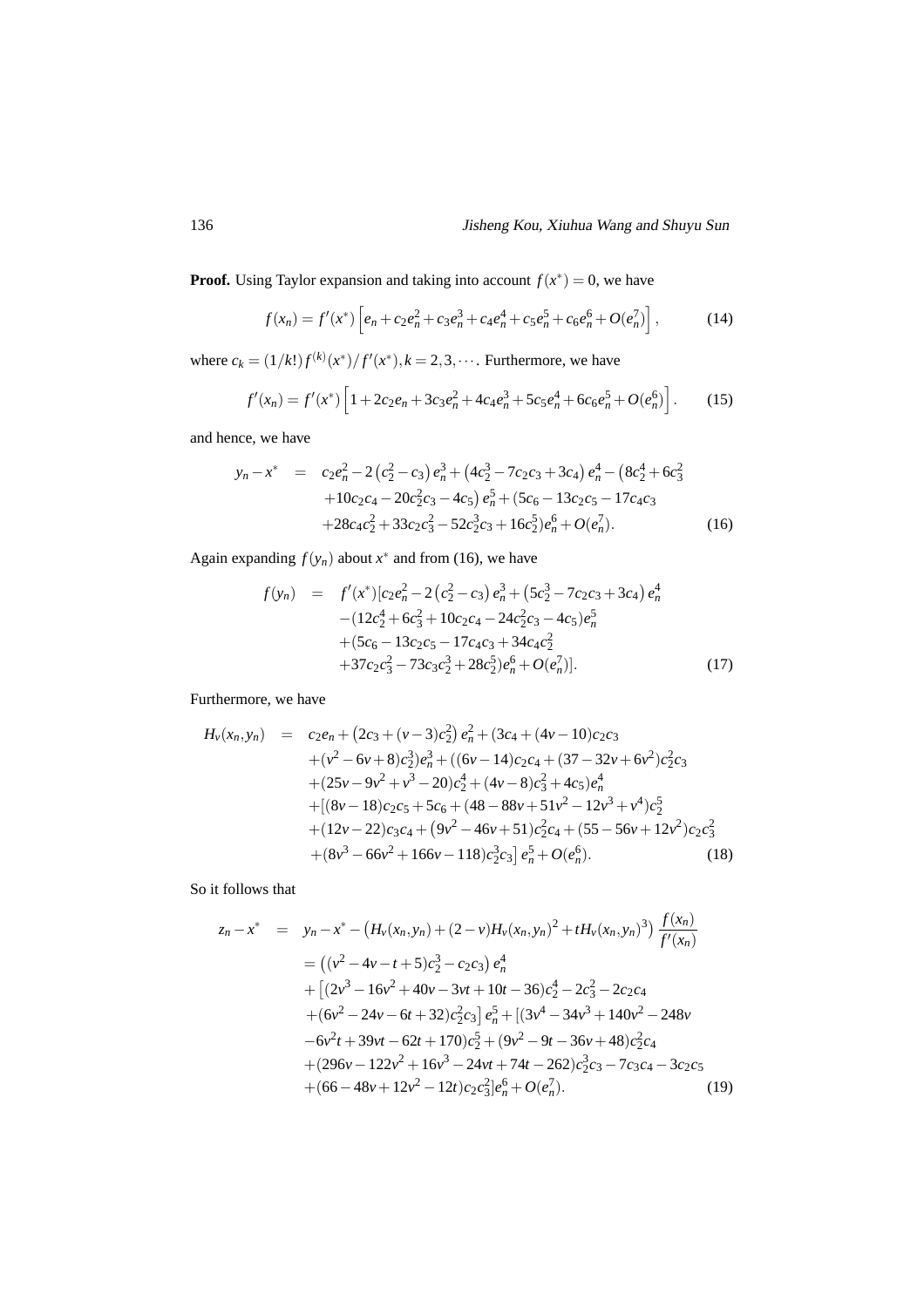**Proof.** Using Taylor expansion and taking into account $f(x^*)=0$, we have

$$
f(x_n) = f'(x^*)\left[e_n + c_2e_n^2 + c_3e_n^3 + c_4e_n^4 + c_5e_n^5 + c_6e_n^6 + O(e_n^7)\right], \tag{14}
$$

where $c_k = (1/k!)f^{(k)}(x^*)/f'(x^*), k = 2,3,\cdots$. Furthermore, we have

$$
f'(x_n) = f'(x^*)\left[1 + 2c_2e_n + 3c_3e_n^2 + 4c_4e_n^3 + 5c_5e_n^4 + 6c_6e_n^5 + O(e_n^6)\right]. \tag{15}
$$

and hence, we have

$$
\begin{aligned}
y_n - x^* \;=\; & c_2e_n^2 - 2\left(c_2^2 - c_3\right)e_n^3 + \left(4c_2^3 - 7c_2c_3 + 3c_4\right)e_n^4 - \left(8c_2^4 + 6c_3^2\right.\\
& \left. + 10c_2c_4 - 20c_2^2c_3 - 4c_5\right)e_n^5 + (5c_6 - 13c_2c_5 - 17c_4c_3\\
& + 28c_4c_2^2 + 33c_2c_3^2 - 52c_2^3c_3 + 16c_2^5)e_n^6 + O(e_n^7).
\end{aligned} \tag{16}
$$

Again expanding $f(y_n)$ about $x^*$ and from (16), we have

$$
\begin{aligned}
f(y_n) \;=\; & f'(x^*)[c_2e_n^2 - 2\left(c_2^2 - c_3\right)e_n^3 + \left(5c_2^3 - 7c_2c_3 + 3c_4\right)e_n^4\\
& - (12c_2^4 + 6c_3^2 + 10c_2c_4 - 24c_2^2c_3 - 4c_5)e_n^5\\
& + (5c_6 - 13c_2c_5 - 17c_4c_3 + 34c_4c_2^2\\
& + 37c_2c_3^2 - 73c_3c_2^3 + 28c_2^5)e_n^6 + O(e_n^7)].
\end{aligned} \tag{17}
$$

Furthermore, we have

$$
\begin{aligned}
H_v(x_n,y_n) \;=\; & c_2e_n + \left(2c_3 + (v-3)c_2^2\right)e_n^2 + (3c_4 + (4v-10)c_2c_3\\
& + (v^2 - 6v + 8)c_2^3)e_n^3 + ((6v-14)c_2c_4 + (37 - 32v + 6v^2)c_2^2c_3\\
& + (25v - 9v^2 + v^3 - 20)c_2^4 + (4v-8)c_3^2 + 4c_5)e_n^4\\
& + [(8v-18)c_2c_5 + 5c_6 + (48 - 88v + 51v^2 - 12v^3 + v^4)c_2^5\\
& + (12v-22)c_3c_4 + \left(9v^2 - 46v + 51\right)c_2^2c_4 + (55 - 56v + 12v^2)c_2c_3^2\\
& + (8v^3 - 66v^2 + 166v - 118)c_2^3c_3\big]e_n^5 + O(e_n^6).
\end{aligned} \tag{18}
$$

So it follows that

$$
\begin{aligned}
z_n - x^* \;=\; & y_n - x^* - \left(H_v(x_n,y_n) + (2-v)H_v(x_n,y_n)^2 + tH_v(x_n,y_n)^3\right)\frac{f(x_n)}{f'(x_n)}\\
& = \left((v^2 - 4v - t + 5)c_2^3 - c_2c_3\right)e_n^4\\
& + \left[(2v^3 - 16v^2 + 40v - 3vt + 10t - 36)c_2^4 - 2c_3^2 - 2c_2c_4\right.\\
& \left. + (6v^2 - 24v - 6t + 32)c_2^2c_3\right]e_n^5 + [(3v^4 - 34v^3 + 140v^2 - 248v\\
& - 6v^2t + 39vt - 62t + 170)c_2^5 + (9v^2 - 9t - 36v + 48)c_2^2c_4\\
& + (296v - 122v^2 + 16v^3 - 24vt + 74t - 262)c_2^3c_3 - 7c_3c_4 - 3c_2c_5\\
& + (66 - 48v + 12v^2 - 12t)c_2c_3^2]e_n^6 + O(e_n^7).
\end{aligned} \tag{19}
$$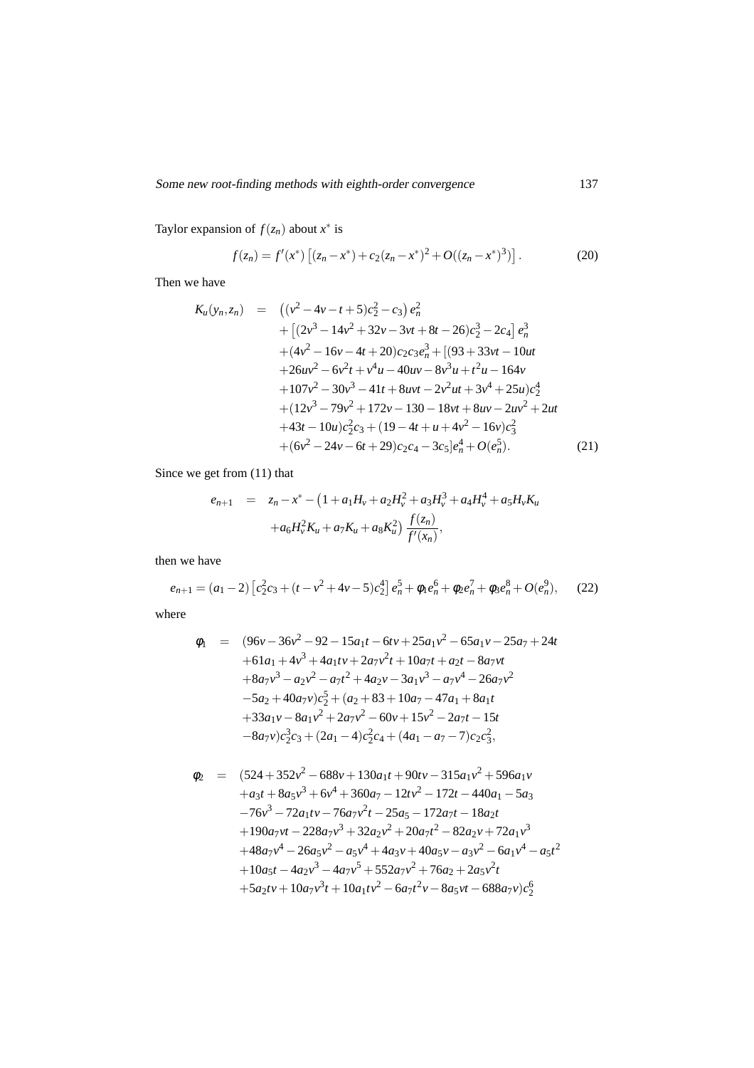Taylor expansion of $f(z_n)$ about $x^*$ is

$$f(z_n) = f'(x^*)\left[(z_n - x^*) + c_2(z_n - x^*)^2 + O((z_n - x^*)^3)\right]. \tag{20}$$

Then we have

$$\begin{aligned}
K_u(y_n, z_n) \quad = \quad & \left((v^2 - 4v - t + 5)c_2^2 - c_3\right)e_n^2 \\
& + \left[(2v^3 - 14v^2 + 32v - 3vt + 8t - 26)c_2^3 - 2c_4\right]e_n^3 \\
& + (4v^2 - 16v - 4t + 20)c_2c_3e_n^3 + [(93 + 33vt - 10ut \\
& + 26uv^2 - 6v^2t + v^4u - 40uv - 8v^3u + t^2u - 164v \\
& + 107v^2 - 30v^3 - 41t + 8uvt - 2v^2ut + 3v^4 + 25u)c_2^4 \\
& + (12v^3 - 79v^2 + 172v - 130 - 18vt + 8uv - 2uv^2 + 2ut \\
& + 43t - 10u)c_2^2c_3 + (19 - 4t + u + 4v^2 - 16v)c_3^2 \\
& + (6v^2 - 24v - 6t + 29)c_2c_4 - 3c_5]e_n^4 + O(e_n^5).
\end{aligned} \tag{21}$$

Since we get from (11) that

$$\begin{aligned}
e_{n+1} \quad = \quad & z_n - x^* - \big(1 + a_1H_v + a_2H_v^2 + a_3H_v^3 + a_4H_v^4 + a_5H_vK_u \\
& + a_6H_v^2K_u + a_7K_u + a_8K_u^2\big)\,\frac{f(z_n)}{f'(x_n)},
\end{aligned}$$

then we have

$$e_{n+1} = (a_1 - 2)\left[c_2^2c_3 + (t - v^2 + 4v - 5)c_2^4\right]e_n^5 + \phi_1e_n^6 + \phi_2e_n^7 + \phi_3e_n^8 + O(e_n^9), \tag{22}$$

where

$$\begin{aligned}
\phi_1 \quad = \quad & (96v - 36v^2 - 92 - 15a_1t - 6tv + 25a_1v^2 - 65a_1v - 25a_7 + 24t \\
& + 61a_1 + 4v^3 + 4a_1tv + 2a_7v^2t + 10a_7t + a_2t - 8a_7vt \\
& + 8a_7v^3 - a_2v^2 - a_7t^2 + 4a_2v - 3a_1v^3 - a_7v^4 - 26a_7v^2 \\
& - 5a_2 + 40a_7v)c_2^5 + (a_2 + 83 + 10a_7 - 47a_1 + 8a_1t \\
& + 33a_1v - 8a_1v^2 + 2a_7v^2 - 60v + 15v^2 - 2a_7t - 15t \\
& - 8a_7v)c_2^3c_3 + (2a_1 - 4)c_2^2c_4 + (4a_1 - a_7 - 7)c_2c_3^2,
\end{aligned}$$

$$\begin{aligned}
\phi_2 \quad = \quad & (524 + 352v^2 - 688v + 130a_1t + 90tv - 315a_1v^2 + 596a_1v \\
& + a_3t + 8a_5v^3 + 6v^4 + 360a_7 - 12tv^2 - 172t - 440a_1 - 5a_3 \\
& - 76v^3 - 72a_1tv - 76a_7v^2t - 25a_5 - 172a_7t - 18a_2t \\
& + 190a_7vt - 228a_7v^3 + 32a_2v^2 + 20a_7t^2 - 82a_2v + 72a_1v^3 \\
& + 48a_7v^4 - 26a_5v^2 - a_5v^4 + 4a_3v + 40a_5v - a_3v^2 - 6a_1v^4 - a_5t^2 \\
& + 10a_5t - 4a_2v^3 - 4a_7v^5 + 552a_7v^2 + 76a_2 + 2a_5v^2t \\
& + 5a_2tv + 10a_7v^3t + 10a_1tv^2 - 6a_7t^2v - 8a_5vt - 688a_7v)c_2^6
\end{aligned}$$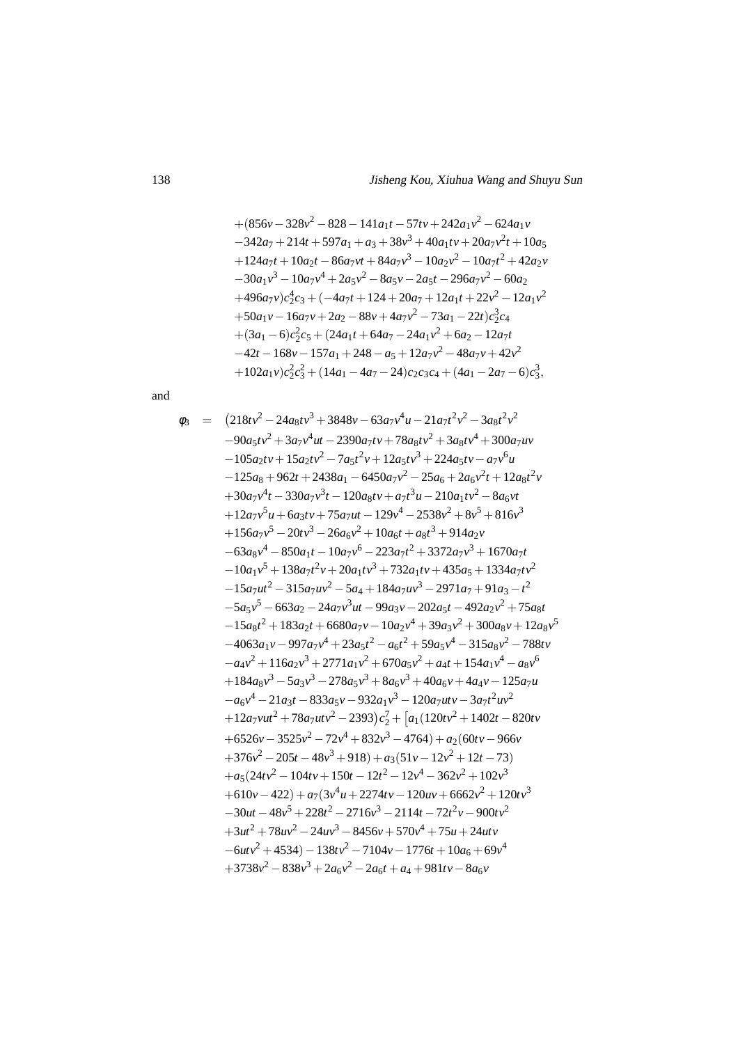$$
\begin{aligned}
&+(856v-328v^2-828-141a_1t-57tv+242a_1v^2-624a_1v\\
&-342a_7+214t+597a_1+a_3+38v^3+40a_1tv+20a_7v^2t+10a_5\\
&+124a_7t+10a_2t-86a_7vt+84a_7v^3-10a_2v^2-10a_7t^2+42a_2v\\
&-30a_1v^3-10a_7v^4+2a_5v^2-8a_5v-2a_5t-296a_7v^2-60a_2\\
&+496a_7v)c_2^4c_3+(-4a_7t+124+20a_7+12a_1t+22v^2-12a_1v^2\\
&+50a_1v-16a_7v+2a_2-88v+4a_7v^2-73a_1-22t)c_2^3c_4\\
&+(3a_1-6)c_2^2c_5+(24a_1t+64a_7-24a_1v^2+6a_2-12a_7t\\
&-42t-168v-157a_1+248-a_5+12a_7v^2-48a_7v+42v^2\\
&+102a_1v)c_2^2c_3^2+(14a_1-4a_7-24)c_2c_3c_4+(4a_1-2a_7-6)c_3^3,
\end{aligned}
$$

and

$$
\begin{aligned}
\varphi_3 \;=\;& \big(218tv^2-24a_8tv^3+3848v-63a_7v^4u-21a_7t^2v^2-3a_8t^2v^2\\
&-90a_5tv^2+3a_7v^4ut-2390a_7tv+78a_8tv^2+3a_8tv^4+300a_7uv\\
&-105a_2tv+15a_2tv^2-7a_5t^2v+12a_5tv^3+224a_5tv-a_7v^6u\\
&-125a_8+962t+2438a_1-6450a_7v^2-25a_6+2a_6v^2t+12a_8t^2v\\
&+30a_7v^4t-330a_7v^3t-120a_8tv+a_7t^3u-210a_1tv^2-8a_6vt\\
&+12a_7v^5u+6a_3tv+75a_7ut-129v^4-2538v^2+8v^5+816v^3\\
&+156a_7v^5-20tv^3-26a_6v^2+10a_6t+a_8t^3+914a_2v\\
&-63a_8v^4-850a_1t-10a_7v^6-223a_7t^2+3372a_7v^3+1670a_7t\\
&-10a_1v^5+138a_7t^2v+20a_1tv^3+732a_1tv+435a_5+1334a_7tv^2\\
&-15a_7ut^2-315a_7uv^2-5a_4+184a_7uv^3-2971a_7+91a_3-t^2\\
&-5a_5v^5-663a_2-24a_7v^3ut-99a_3v-202a_5t-492a_2v^2+75a_8t\\
&-15a_8t^2+183a_2t+6680a_7v-10a_2v^4+39a_3v^2+300a_8v+12a_8v^5\\
&-4063a_1v-997a_7v^4+23a_5t^2-a_6t^2+59a_5v^4-315a_8v^2-788tv\\
&-a_4v^2+116a_2v^3+2771a_1v^2+670a_5v^2+a_4t+154a_1v^4-a_8v^6\\
&+184a_8v^3-5a_3v^3-278a_5v^3+8a_6v^3+40a_6v+4a_4v-125a_7u\\
&-a_6v^4-21a_3t-833a_5v-932a_1v^3-120a_7utv-3a_7t^2uv^2\\
&+12a_7vut^2+78a_7utv^2-2393\big)c_2^7+\big[a_1(120tv^2+1402t-820tv\\
&+6526v-3525v^2-72v^4+832v^3-4764)+a_2(60tv-966v\\
&+376v^2-205t-48v^3+918)+a_3(51v-12v^2+12t-73)\\
&+a_5(24tv^2-104tv+150t-12t^2-12v^4-362v^2+102v^3\\
&+610v-422)+a_7(3v^4u+2274tv-120uv+6662v^2+120tv^3\\
&-30ut-48v^5+228t^2-2716v^3-2114t-72t^2v-900tv^2\\
&+3ut^2+78uv^2-24uv^3-8456v+570v^4+75u+24utv\\
&-6utv^2+4534)-138tv^2-7104v-1776t+10a_6+69v^4\\
&+3738v^2-838v^3+2a_6v^2-2a_6t+a_4+981tv-8a_6v
\end{aligned}
$$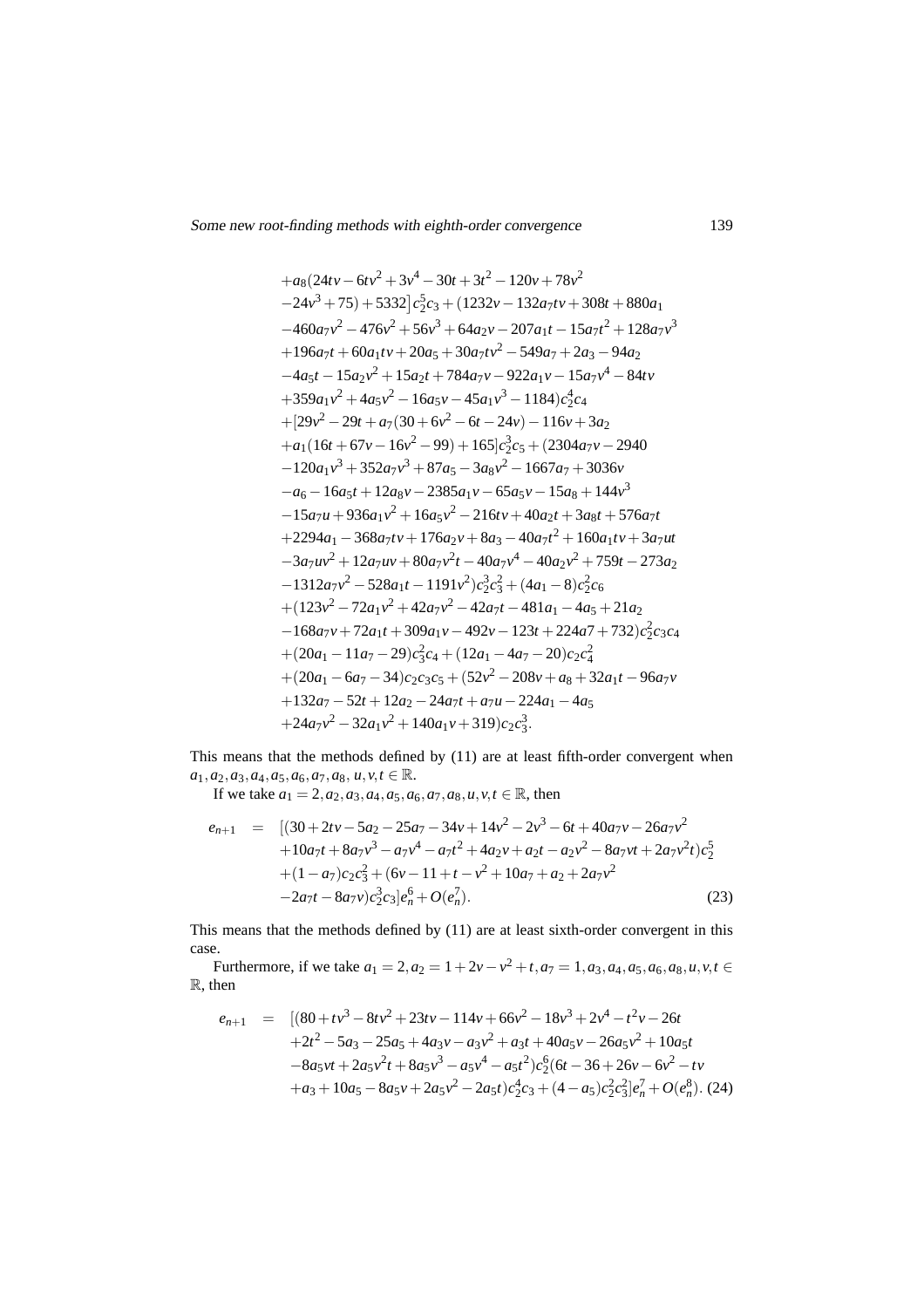$$
\begin{aligned}
&+a_8(24tv-6tv^2+3v^4-30t+3t^2-120v+78v^2\\
&-24v^3+75)+5332\big]c_2^5c_3+(1232v-132a_7tv+308t+880a_1\\
&-460a_7v^2-476v^2+56v^3+64a_2v-207a_1t-15a_7t^2+128a_7v^3\\
&+196a_7t+60a_1tv+20a_5+30a_7tv^2-549a_7+2a_3-94a_2\\
&-4a_5t-15a_2v^2+15a_2t+784a_7v-922a_1v-15a_7v^4-84tv\\
&+359a_1v^2+4a_5v^2-16a_5v-45a_1v^3-1184)c_2^4c_4\\
&+[29v^2-29t+a_7(30+6v^2-6t-24v)-116v+3a_2\\
&+a_1(16t+67v-16v^2-99)+165]c_2^3c_5+(2304a_7v-2940\\
&-120a_1v^3+352a_7v^3+87a_5-3a_8v^2-1667a_7+3036v\\
&-a_6-16a_5t+12a_8v-2385a_1v-65a_5v-15a_8+144v^3\\
&-15a_7u+936a_1v^2+16a_5v^2-216tv+40a_2t+3a_8t+576a_7t\\
&+2294a_1-368a_7tv+176a_2v+8a_3-40a_7t^2+160a_1tv+3a_7ut\\
&-3a_7uv^2+12a_7uv+80a_7v^2t-40a_7v^4-40a_2v^2+759t-273a_2\\
&-1312a_7v^2-528a_1t-1191v^2)c_2^3c_3^2+(4a_1-8)c_2^2c_6\\
&+(123v^2-72a_1v^2+42a_7v^2-42a_7t-481a_1-4a_5+21a_2\\
&-168a_7v+72a_1t+309a_1v-492v-123t+224a7+732)c_2^2c_3c_4\\
&+(20a_1-11a_7-29)c_3^2c_4+(12a_1-4a_7-20)c_2c_4^2\\
&+(20a_1-6a_7-34)c_2c_3c_5+(52v^2-208v+a_8+32a_1t-96a_7v\\
&+132a_7-52t+12a_2-24a_7t+a_7u-224a_1-4a_5\\
&+24a_7v^2-32a_1v^2+140a_1v+319)c_2c_3^3.
\end{aligned}
$$

This means that the methods defined by (11) are at least fifth-order convergent when $a_1, a_2, a_3, a_4, a_5, a_6, a_7, a_8, u, v, t \in \mathbb{R}$.

If we take $a_1 = 2, a_2, a_3, a_4, a_5, a_6, a_7, a_8, u, v, t \in \mathbb{R}$, then

$$
\begin{aligned}
e_{n+1} \;=\; & [(30+2tv-5a_2-25a_7-34v+14v^2-2v^3-6t+40a_7v-26a_7v^2\\
&+10a_7t+8a_7v^3-a_7v^4-a_7t^2+4a_2v+a_2t-a_2v^2-8a_7vt+2a_7v^2t)c_2^5\\
&+(1-a_7)c_2c_3^2+(6v-11+t-v^2+10a_7+a_2+2a_7v^2\\
&-2a_7t-8a_7v)c_2^3c_3]e_n^6+O(e_n^7). \qquad (23)
\end{aligned}
$$

This means that the methods defined by (11) are at least sixth-order convergent in this case.

Furthermore, if we take $a_1 = 2, a_2 = 1+2v-v^2+t, a_7 = 1, a_3, a_4, a_5, a_6, a_8, u, v, t \in \mathbb{R}$, then

$$
\begin{aligned}
e_{n+1} \;=\; & [(80+tv^3-8tv^2+23tv-114v+66v^2-18v^3+2v^4-t^2v-26t\\
&+2t^2-5a_3-25a_5+4a_3v-a_3v^2+a_3t+40a_5v-26a_5v^2+10a_5t\\
&-8a_5vt+2a_5v^2t+8a_5v^3-a_5v^4-a_5t^2)c_2^6(6t-36+26v-6v^2-tv\\
&+a_3+10a_5-8a_5v+2a_5v^2-2a_5t)c_2^4c_3+(4-a_5)c_2^2c_3^2]e_n^7+O(e_n^8). \quad (24)
\end{aligned}
$$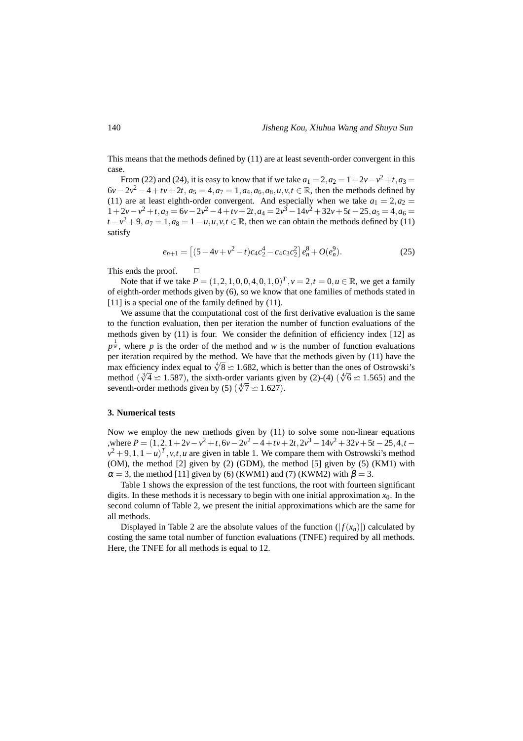This means that the methods defined by (11) are at least seventh-order convergent in this case.

From (22) and (24), it is easy to know that if we take $a_1 = 2, a_2 = 1+2v-v^2+t, a_3 = 6v-2v^2-4+tv+2t$, $a_5 = 4, a_7 = 1, a_4, a_6, a_8, u, v, t \in \mathbb{R}$, then the methods defined by (11) are at least eighth-order convergent. And especially when we take $a_1 = 2, a_2 = 1+2v-v^2+t, a_3 = 6v-2v^2-4+tv+2t, a_4 = 2v^3-14v^2+32v+5t-25, a_5 = 4, a_6 = t-v^2+9$, $a_7 = 1, a_8 = 1-u, u, v, t \in \mathbb{R}$, then we can obtain the methods defined by (11) satisfy

$$e_{n+1} = \left[(5-4v+v^2-t)c_4c_2^4 - c_4c_3c_2^2\right]e_n^8 + O(e_n^9). \tag{25}$$

This ends the proof. $\quad\square$

Note that if we take $P = (1,2,1,0,0,4,0,1,0)^T, v = 2, t = 0, u \in \mathbb{R}$, we get a family of eighth-order methods given by (6), so we know that one families of methods stated in [11] is a special one of the family defined by (11).

We assume that the computational cost of the first derivative evaluation is the same to the function evaluation, then per iteration the number of function evaluations of the methods given by (11) is four. We consider the definition of efficiency index [12] as $p^{\frac{1}{w}}$, where $p$ is the order of the method and $w$ is the number of function evaluations per iteration required by the method. We have that the methods given by (11) have the max efficiency index equal to $\sqrt[4]{8} \simeq 1.682$, which is better than the ones of Ostrowski's method ($\sqrt[3]{4} \simeq 1.587$), the sixth-order variants given by (2)-(4) ($\sqrt[4]{6} \simeq 1.565$) and the seventh-order methods given by (5) ($\sqrt[4]{7} \simeq 1.627$).

### 3. Numerical tests

Now we employ the new methods given by (11) to solve some non-linear equations ,where $P = (1,2,1+2v-v^2+t, 6v-2v^2-4+tv+2t, 2v^3-14v^2+32v+5t-25, 4, t-v^2+9, 1, 1-u)^T, v, t, u$ are given in table 1. We compare them with Ostrowski's method (OM), the method [2] given by (2) (GDM), the method [5] given by (5) (KM1) with $\alpha = 3$, the method [11] given by (6) (KWM1) and (7) (KWM2) with $\beta = 3$.

Table 1 shows the expression of the test functions, the root with fourteen significant digits. In these methods it is necessary to begin with one initial approximation $x_0$. In the second column of Table 2, we present the initial approximations which are the same for all methods.

Displayed in Table 2 are the absolute values of the function ($|f(x_n)|$) calculated by costing the same total number of function evaluations (TNFE) required by all methods. Here, the TNFE for all methods is equal to 12.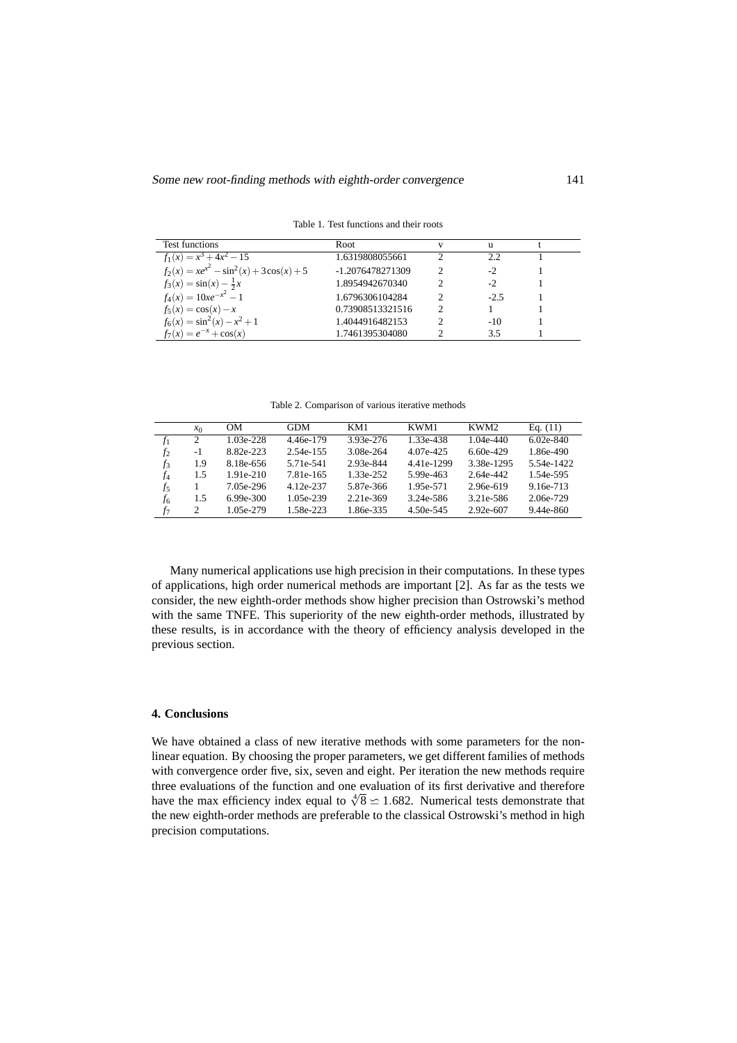Table 1. Test functions and their roots

| Test functions | Root | v | u | t |
|---|---|---|---|---|
| $f_1(x) = x^3 + 4x^2 - 15$ | 1.6319808055661 | 2 | 2.2 | 1 |
| $f_2(x) = xe^{x^2} - \sin^2(x) + 3\cos(x) + 5$ | -1.2076478271309 | 2 | -2 | 1 |
| $f_3(x) = \sin(x) - \frac{1}{2}x$ | 1.8954942670340 | 2 | -2 | 1 |
| $f_4(x) = 10xe^{-x^2} - 1$ | 1.6796306104284 | 2 | -2.5 | 1 |
| $f_5(x) = \cos(x) - x$ | 0.73908513321516 | 2 | 1 | 1 |
| $f_6(x) = \sin^2(x) - x^2 + 1$ | 1.4044916482153 | 2 | -10 | 1 |
| $f_7(x) = e^{-x} + \cos(x)$ | 1.7461395304080 | 2 | 3.5 | 1 |

Table 2. Comparison of various iterative methods

| | $x_0$ | OM | GDM | KM1 | KWM1 | KWM2 | Eq. (11) |
|---|---|---|---|---|---|---|---|
| $f_1$ | 2 | 1.03e-228 | 4.46e-179 | 3.93e-276 | 1.33e-438 | 1.04e-440 | 6.02e-840 |
| $f_2$ | -1 | 8.82e-223 | 2.54e-155 | 3.08e-264 | 4.07e-425 | 6.60e-429 | 1.86e-490 |
| $f_3$ | 1.9 | 8.18e-656 | 5.71e-541 | 2.93e-844 | 4.41e-1299 | 3.38e-1295 | 5.54e-1422 |
| $f_4$ | 1.5 | 1.91e-210 | 7.81e-165 | 1.33e-252 | 5.99e-463 | 2.64e-442 | 1.54e-595 |
| $f_5$ | 1 | 7.05e-296 | 4.12e-237 | 5.87e-366 | 1.95e-571 | 2.96e-619 | 9.16e-713 |
| $f_6$ | 1.5 | 6.99e-300 | 1.05e-239 | 2.21e-369 | 3.24e-586 | 3.21e-586 | 2.06e-729 |
| $f_7$ | 2 | 1.05e-279 | 1.58e-223 | 1.86e-335 | 4.50e-545 | 2.92e-607 | 9.44e-860 |

Many numerical applications use high precision in their computations. In these types of applications, high order numerical methods are important [2]. As far as the tests we consider, the new eighth-order methods show higher precision than Ostrowski's method with the same TNFE. This superiority of the new eighth-order methods, illustrated by these results, is in accordance with the theory of efficiency analysis developed in the previous section.

## 4. Conclusions

We have obtained a class of new iterative methods with some parameters for the nonlinear equation. By choosing the proper parameters, we get different families of methods with convergence order five, six, seven and eight. Per iteration the new methods require three evaluations of the function and one evaluation of its first derivative and therefore have the max efficiency index equal to $\sqrt[4]{8} \backsimeq 1.682$. Numerical tests demonstrate that the new eighth-order methods are preferable to the classical Ostrowski's method in high precision computations.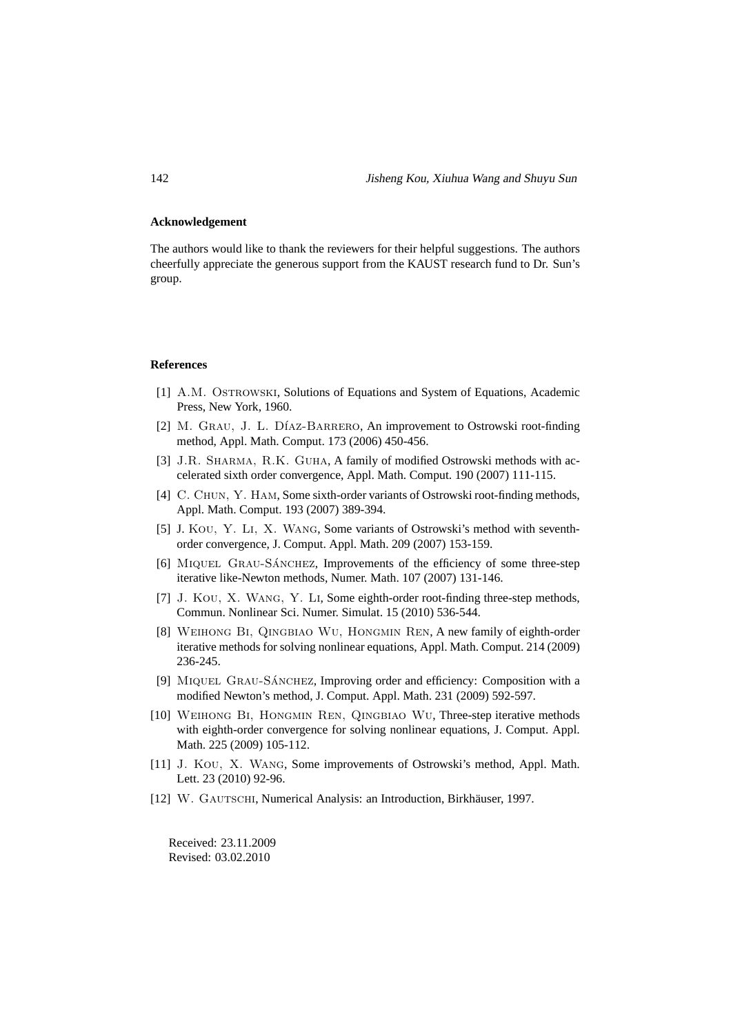**Acknowledgement**

The authors would like to thank the reviewers for their helpful suggestions. The authors cheerfully appreciate the generous support from the KAUST research fund to Dr. Sun's group.

**References**

[1] A.M. Ostrowski, Solutions of Equations and System of Equations, Academic Press, New York, 1960.

[2] M. Grau, J. L. Díaz-Barrero, An improvement to Ostrowski root-finding method, Appl. Math. Comput. 173 (2006) 450-456.

[3] J.R. Sharma, R.K. Guha, A family of modified Ostrowski methods with accelerated sixth order convergence, Appl. Math. Comput. 190 (2007) 111-115.

[4] C. Chun, Y. Ham, Some sixth-order variants of Ostrowski root-finding methods, Appl. Math. Comput. 193 (2007) 389-394.

[5] J. Kou, Y. Li, X. Wang, Some variants of Ostrowski's method with seventh-order convergence, J. Comput. Appl. Math. 209 (2007) 153-159.

[6] Miquel Grau-Sánchez, Improvements of the efficiency of some three-step iterative like-Newton methods, Numer. Math. 107 (2007) 131-146.

[7] J. Kou, X. Wang, Y. Li, Some eighth-order root-finding three-step methods, Commun. Nonlinear Sci. Numer. Simulat. 15 (2010) 536-544.

[8] Weihong Bi, Qingbiao Wu, Hongmin Ren, A new family of eighth-order iterative methods for solving nonlinear equations, Appl. Math. Comput. 214 (2009) 236-245.

[9] Miquel Grau-Sánchez, Improving order and efficiency: Composition with a modified Newton's method, J. Comput. Appl. Math. 231 (2009) 592-597.

[10] Weihong Bi, Hongmin Ren, Qingbiao Wu, Three-step iterative methods with eighth-order convergence for solving nonlinear equations, J. Comput. Appl. Math. 225 (2009) 105-112.

[11] J. Kou, X. Wang, Some improvements of Ostrowski's method, Appl. Math. Lett. 23 (2010) 92-96.

[12] W. Gautschi, Numerical Analysis: an Introduction, Birkhäuser, 1997.

Received: 23.11.2009
Revised: 03.02.2010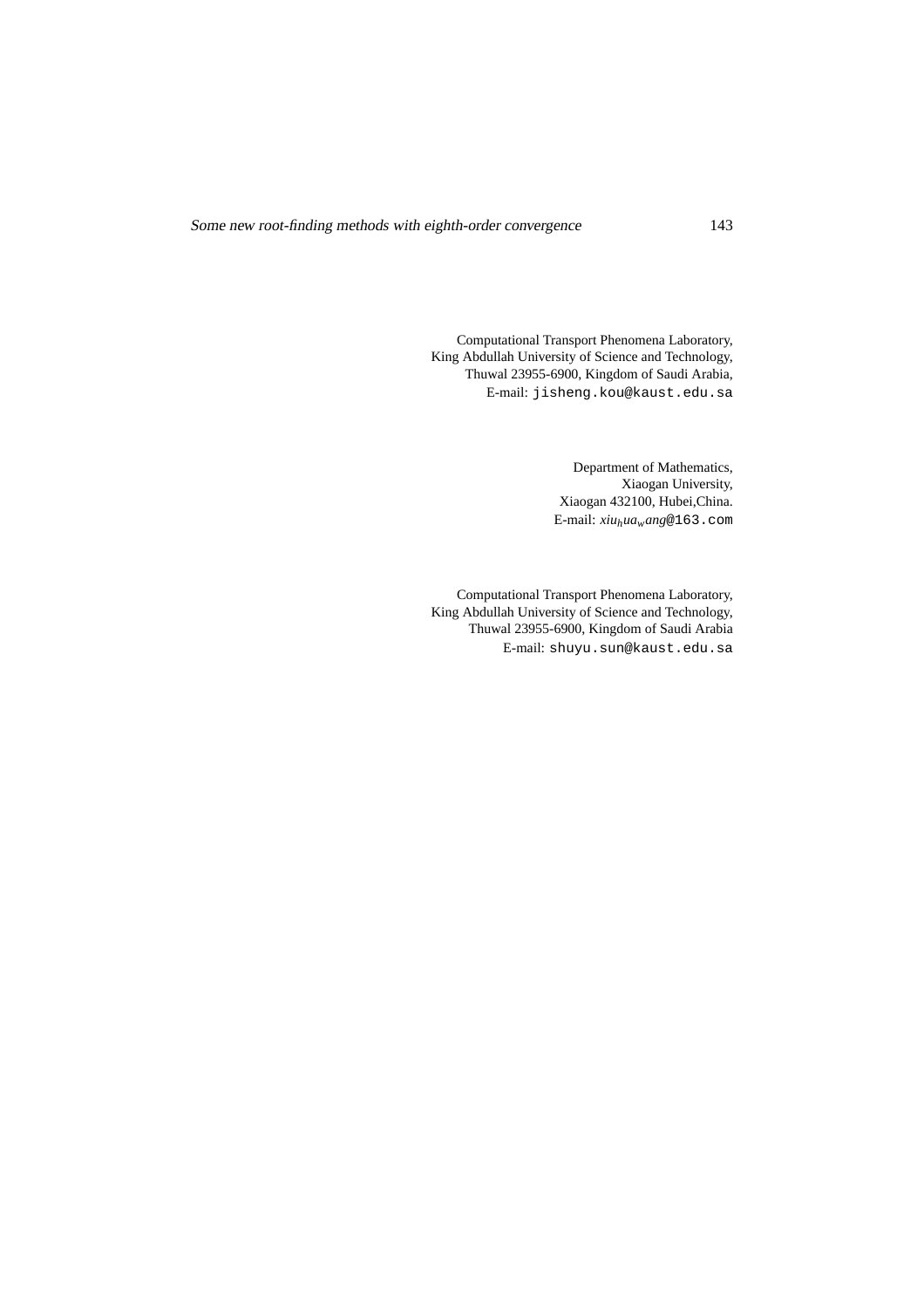Computational Transport Phenomena Laboratory,
King Abdullah University of Science and Technology,
Thuwal 23955-6900, Kingdom of Saudi Arabia,
E-mail: jisheng.kou@kaust.edu.sa

Department of Mathematics,
Xiaogan University,
Xiaogan 432100, Hubei,China.
E-mail: $xiu_hua_wang$@163.com

Computational Transport Phenomena Laboratory,
King Abdullah University of Science and Technology,
Thuwal 23955-6900, Kingdom of Saudi Arabia
E-mail: shuyu.sun@kaust.edu.sa